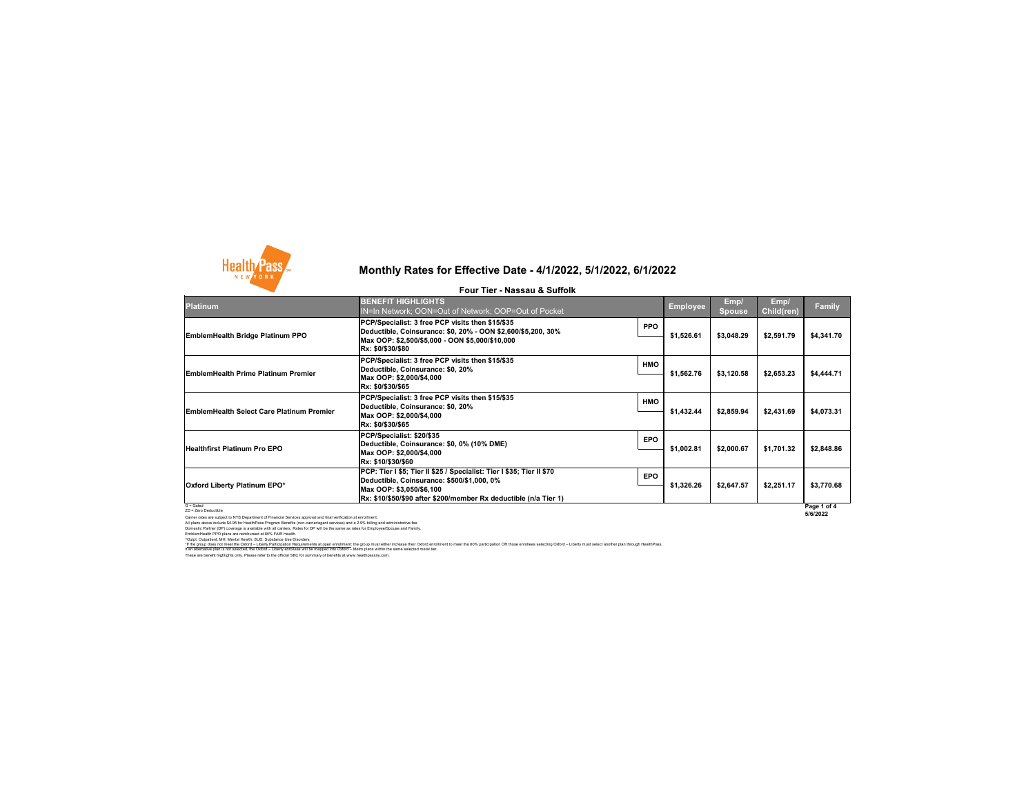# Monthly Rates for Effective Date - 4/1/2022, 5/1/2022, 6/1/2022

## Four Tier - Nassau & Suffolk

| Platinum | BENEFIT HIGHLIGHTS<br>IN=In Network; OON=Out of Network; OOP=Out of Pocket | | Employee | Emp/ Spouse | Emp/ Child(ren) | Family |
|---|---|---|---|---|---|---|
| EmblemHealth Bridge Platinum PPO | PCP/Specialist: 3 free PCP visits then $15/$35<br>Deductible, Coinsurance: $0, 20% - OON $2,600/$5,200, 30%<br>Max OOP: $2,500/$5,000 - OON $5,000/$10,000<br>Rx: $0/$30/$80 | PPO | $1,526.61 | $3,048.29 | $2,591.79 | $4,341.70 |
| EmblemHealth Prime Platinum Premier | PCP/Specialist: 3 free PCP visits then $15/$35<br>Deductible, Coinsurance: $0, 20%<br>Max OOP: $2,000/$4,000<br>Rx: $0/$30/$65 | HMO | $1,562.76 | $3,120.58 | $2,653.23 | $4,444.71 |
| EmblemHealth Select Care Platinum Premier | PCP/Specialist: 3 free PCP visits then $15/$35<br>Deductible, Coinsurance: $0, 20%<br>Max OOP: $2,000/$4,000<br>Rx: $0/$30/$65 | HMO | $1,432.44 | $2,859.94 | $2,431.69 | $4,073.31 |
| Healthfirst Platinum Pro EPO | PCP/Specialist: $20/$35<br>Deductible, Coinsurance: $0, 0% (10% DME)<br>Max OOP: $2,000/$4,000<br>Rx: $10/$30/$60 | EPO | $1,002.81 | $2,000.67 | $1,701.32 | $2,848.86 |
| Oxford Liberty Platinum EPO* | PCP: Tier I $5; Tier II $25 / Specialist: Tier I $35; Tier II $70<br>Deductible, Coinsurance: $500/$1,000, 0%<br>Max OOP: $3,050/$6,100<br>Rx: $10/$50/$90 after $200/member Rx deductible (n/a Tier 1) | EPO | $1,326.26 | $2,647.57 | $2,251.17 | $3,770.68 |

G = Gated
ZD = Zero Deductible

Carrier rates are subject to NYS Department of Financial Services approval and final verification at enrollment.
All plans above include $4.95 for HealthPass Program Benefits (non-carrier/agent services) and a 2.9% billing and administrative fee.
Domestic Partner (DP) coverage is available with all carriers. Rates for DP will be the same as rates for Employee/Spouse and Family.
EmblemHealth PPO plans are reimbursed at 80% FAIR Health.
^Outpt: Outpatient, MH: Mental Health, SUD: Substance Use Disorders
*If the group does not meet the Oxford – Liberty Participation Requirements at open enrollment: the group must either increase their Oxford enrollment to meet the 60% participation OR those enrollees selecting Oxford – Liberty must select another plan through HealthPass.
If an alternative plan is not selected, the Oxford – Liberty enrollees will be mapped into Oxford – Metro plans within the same selected metal tier.
These are benefit highlights only. Please refer to the official SBC for summary of benefits at www.healthpassny.com.

5/6/2022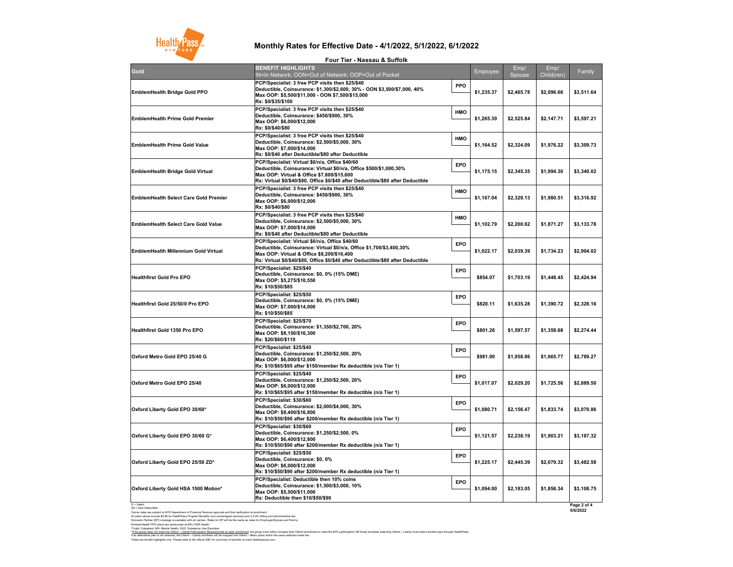# Monthly Rates for Effective Date - 4/1/2022, 5/1/2022, 6/1/2022

## Four Tier - Nassau & Suffolk

| Gold | BENEFIT HIGHLIGHTS<br>IN=In Network; OON=Out of Network; OOP=Out of Pocket | | Employee | Emp/ Spouse | Emp/ Child(ren) | Family |
|---|---|---|---|---|---|---|
| EmblemHealth Bridge Gold PPO | PCP/Specialist: 3 free PCP visits then $25/$40<br>Deductible, Coinsurance: $1,300/$2,600, 30% - OON $3,500/$7,000, 40%<br>Max OOP: $5,500/$11,000 - OON $7,500/$15,000<br>Rx: $0/$35/$100 | PPO | $1,235.37 | $2,465.78 | $2,096.66 | $3,511.64 |
| EmblemHealth Prime Gold Premier | PCP/Specialist: 3 free PCP visits then $25/$40<br>Deductible, Coinsurance: $450/$900, 30%<br>Max OOP: $6,000/$12,000<br>Rx: $0/$40/$80 | HMO | $1,265.39 | $2,525.84 | $2,147.71 | $3,597.21 |
| EmblemHealth Prime Gold Value | PCP/Specialist: 3 free PCP visits then $25/$40<br>Deductible, Coinsurance: $2,500/$5,000, 30%<br>Max OOP: $7,000/$14,000<br>Rx: $0/$40 after Deductible/$80 after Deductible | HMO | $1,164.52 | $2,324.09 | $1,976.22 | $3,309.73 |
| EmblemHealth Bridge Gold Virtual | PCP/Specialist: Virtual $0/n/a, Office $40/60<br>Deductible, Coinsurance: Virtual $0/n/a, Office $500/$1,000,30%<br>Max OOP: Virtual & Office $7,800/$15,600<br>Rx: Virtual $0/$40/$80, Office $0/$40 after Deductible/$80 after Deductible | EPO | $1,175.15 | $2,345.35 | $1,994.30 | $3,340.02 |
| EmblemHealth Select Care Gold Premier | PCP/Specialist: 3 free PCP visits then $25/$40<br>Deductible, Coinsurance: $450/$900, 30%<br>Max OOP: $6,000/$12,000<br>Rx: $0/$40/$80 | HMO | $1,167.04 | $2,329.13 | $1,980.51 | $3,316.92 |
| EmblemHealth Select Care Gold Value | PCP/Specialist: 3 free PCP visits then $25/$40<br>Deductible, Coinsurance: $2,500/$5,000, 30%<br>Max OOP: $7,000/$14,000<br>Rx: $0/$40 after Deductible/$80 after Deductible | HMO | $1,102.79 | $2,200.62 | $1,871.27 | $3,133.78 |
| EmblemHealth Millennium Gold Virtual | PCP/Specialist: Virtual $0/n/a, Office $40/60<br>Deductible, Coinsurance: Virtual $0/n/a, Office $1,700/$3,400,30%<br>Max OOP: Virtual & Office $8,200/$16,400<br>Rx: Virtual $0/$40/$80, Office $0/$40 after Deductible/$80 after Deductible | EPO | $1,022.17 | $2,039.39 | $1,734.23 | $2,904.02 |
| Healthfirst Gold Pro EPO | PCP/Specialist: $25/$40<br>Deductible, Coinsurance: $0, 0% (15% DME)<br>Max OOP: $5,275/$10,550<br>Rx: $10/$50/$85 | EPO | $854.07 | $1,703.19 | $1,448.45 | $2,424.94 |
| Healthfirst Gold 25/50/0 Pro EPO | PCP/Specialist: $25/$50<br>Deductible, Coinsurance: $0, 0% (15% DME)<br>Max OOP: $7,000/$14,000<br>Rx: $10/$50/$85 | EPO | $820.11 | $1,635.28 | $1,390.72 | $2,328.16 |
| Healthfirst Gold 1350 Pro EPO | PCP/Specialist: $25/$70<br>Deductible, Coinsurance: $1,350/$2,700, 20%<br>Max OOP: $8,150/$16,300<br>Rx: $20/$60/$110 | EPO | $801.26 | $1,597.57 | $1,358.68 | $2,274.44 |
| Oxford Metro Gold EPO 25/40 G | PCP/Specialist: $25/$40<br>Deductible, Coinsurance: $1,250/$2,500, 20%<br>Max OOP: $6,000/$12,000<br>Rx: $10/$65/$95 after $150/member Rx deductible (n/a Tier 1) | EPO | $981.90 | $1,958.86 | $1,665.77 | $2,789.27 |
| Oxford Metro Gold EPO 25/40 | PCP/Specialist: $25/$40<br>Deductible, Coinsurance: $1,250/$2,500, 20%<br>Max OOP: $6,000/$12,000<br>Rx: $10/$65/$95 after $150/member Rx deductible (n/a Tier 1) | EPO | $1,017.07 | $2,029.20 | $1,725.56 | $2,889.50 |
| Oxford Liberty Gold EPO 30/60* | PCP/Specialist: $30/$60<br>Deductible, Coinsurance: $2,000/$4,000, 30%<br>Max OOP: $8,400/$16,800<br>Rx: $10/$50/$90 after $200/member Rx deductible (n/a Tier 1) | EPO | $1,080.71 | $2,156.47 | $1,833.74 | $3,070.86 |
| Oxford Liberty Gold EPO 30/60 G* | PCP/Specialist: $30/$60<br>Deductible, Coinsurance: $1,250/$2,500, 0%<br>Max OOP: $6,400/$12,800<br>Rx: $10/$50/$90 after $200/member Rx deductible (n/a Tier 1) | EPO | $1,121.57 | $2,238.19 | $1,903.21 | $3,187.32 |
| Oxford Liberty Gold EPO 25/50 ZD* | PCP/Specialist: $25/$50<br>Deductible, Coinsurance: $0, 0%<br>Max OOP: $6,000/$12,000<br>Rx: $10/$50/$90 after $200/member Rx deductible (n/a Tier 1) | EPO | $1,225.17 | $2,445.39 | $2,079.32 | $3,482.58 |
| Oxford Liberty Gold HSA 1500 Motion* | PCP/Specialist: Deductible then 10% coins<br>Deductible, Coinsurance: $1,500/$3,000, 10%<br>Max OOP: $5,500/$11,000<br>Rx: Deductible then $10/$50/$90 | EPO | $1,094.00 | $2,183.05 | $1,856.34 | $3,108.75 |

G = Gated
ZD = Zero Deductible
Carrier rates are subject to NYS Department of Financial Services approval and final verification at enrollment.
All plans above include $4.95 for HealthPass Program Benefits (non-carrier/agent services) and a 2.9% billing and administrative fee.
Domestic Partner (DP) coverage is available with all carriers. Rates for DP will be the same as rates for Employee/Spouse and Family.
EmblemHealth PPO plans are reimbursed at 60% FAIR Health.
*Outpt: Outpatient, MH: Mental Health, SUD: Substance Use Disorders
*If the group does not meet the Oxford – Liberty Participation Requirements at open enrollment: the group must either increase their Oxford enrollment to meet the 60% participation OR those enrollees selecting Oxford – Liberty must select another plan through HealthPass. If an alternative plan is not selected, the Oxford – Liberty enrollees will be mapped into Oxford – Metro plans within the same selected metal tier.
These are benefit highlights only. Please refer to the official SBC for summary of benefits at www.healthpassny.com.

5/6/2022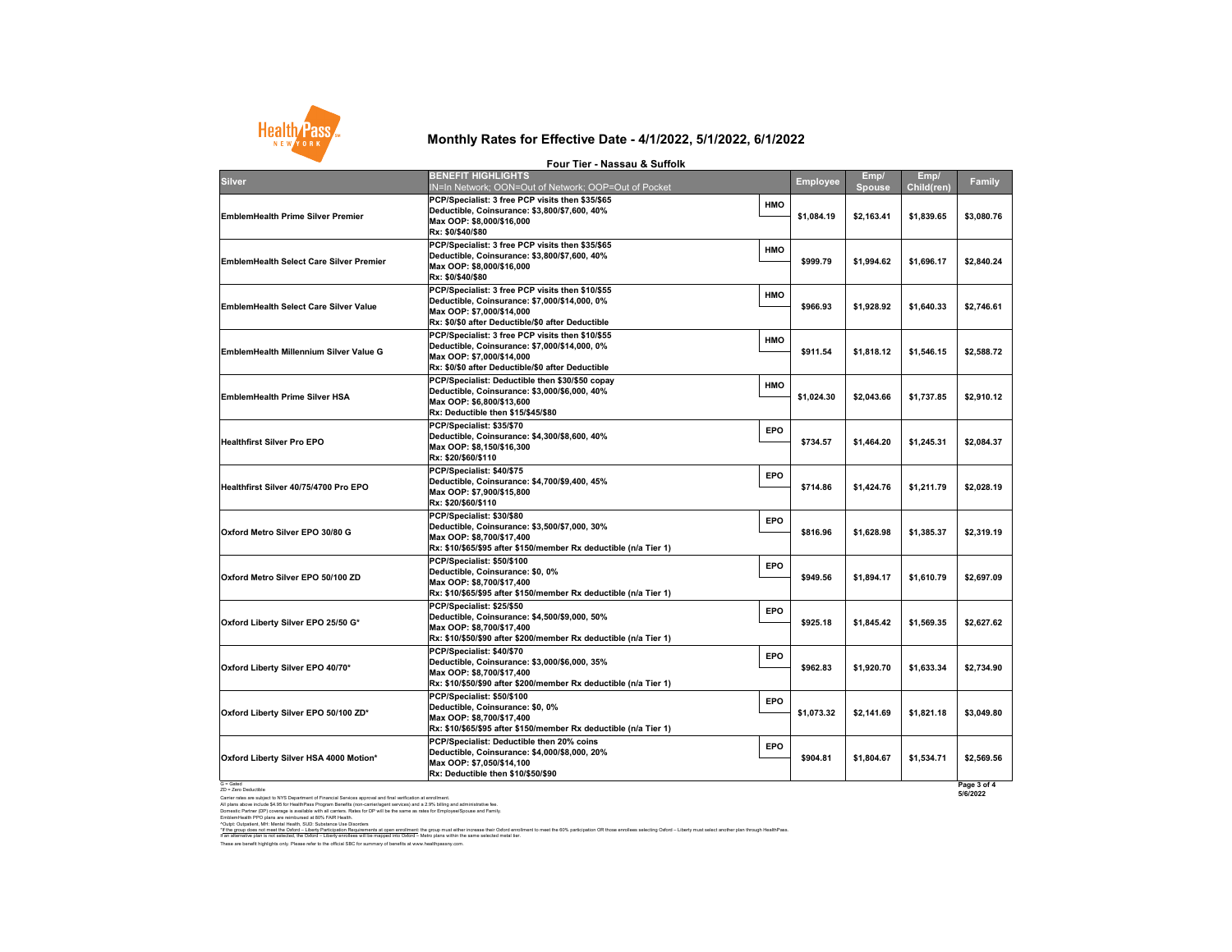# Monthly Rates for Effective Date - 4/1/2022, 5/1/2022, 6/1/2022

## Four Tier - Nassau & Suffolk

| Silver | BENEFIT HIGHLIGHTS<br>IN=In Network; OON=Out of Network; OOP=Out of Pocket | | Employee | Emp/ Spouse | Emp/ Child(ren) | Family |
|---|---|---|---|---|---|---|
| EmblemHealth Prime Silver Premier | PCP/Specialist: 3 free PCP visits then $35/$65<br>Deductible, Coinsurance: $3,800/$7,600, 40%<br>Max OOP: $8,000/$16,000<br>Rx: $0/$40/$80 | HMO | $1,084.19 | $2,163.41 | $1,839.65 | $3,080.76 |
| EmblemHealth Select Care Silver Premier | PCP/Specialist: 3 free PCP visits then $35/$65<br>Deductible, Coinsurance: $3,800/$7,600, 40%<br>Max OOP: $8,000/$16,000<br>Rx: $0/$40/$80 | HMO | $999.79 | $1,994.62 | $1,696.17 | $2,840.24 |
| EmblemHealth Select Care Silver Value | PCP/Specialist: 3 free PCP visits then $10/$55<br>Deductible, Coinsurance: $7,000/$14,000, 0%<br>Max OOP: $7,000/$14,000<br>Rx: $0/$0 after Deductible/$0 after Deductible | HMO | $966.93 | $1,928.92 | $1,640.33 | $2,746.61 |
| EmblemHealth Millennium Silver Value G | PCP/Specialist: 3 free PCP visits then $10/$55<br>Deductible, Coinsurance: $7,000/$14,000, 0%<br>Max OOP: $7,000/$14,000<br>Rx: $0/$0 after Deductible/$0 after Deductible | HMO | $911.54 | $1,818.12 | $1,546.15 | $2,588.72 |
| EmblemHealth Prime Silver HSA | PCP/Specialist: Deductible then $30/$50 copay<br>Deductible, Coinsurance: $3,000/$6,000, 40%<br>Max OOP: $6,800/$13,600<br>Rx: Deductible then $15/$45/$80 | HMO | $1,024.30 | $2,043.66 | $1,737.85 | $2,910.12 |
| Healthfirst Silver Pro EPO | PCP/Specialist: $35/$70<br>Deductible, Coinsurance: $4,300/$8,600, 40%<br>Max OOP: $8,150/$16,300<br>Rx: $20/$60/$110 | EPO | $734.57 | $1,464.20 | $1,245.31 | $2,084.37 |
| Healthfirst Silver 40/75/4700 Pro EPO | PCP/Specialist: $40/$75<br>Deductible, Coinsurance: $4,700/$9,400, 45%<br>Max OOP: $7,900/$15,800<br>Rx: $20/$60/$110 | EPO | $714.86 | $1,424.76 | $1,211.79 | $2,028.19 |
| Oxford Metro Silver EPO 30/80 G | PCP/Specialist: $30/$80<br>Deductible, Coinsurance: $3,500/$7,000, 30%<br>Max OOP: $8,700/$17,400<br>Rx: $10/$65/$95 after $150/member Rx deductible (n/a Tier 1) | EPO | $816.96 | $1,628.98 | $1,385.37 | $2,319.19 |
| Oxford Metro Silver EPO 50/100 ZD | PCP/Specialist: $50/$100<br>Deductible, Coinsurance: $0, 0%<br>Max OOP: $8,700/$17,400<br>Rx: $10/$65/$95 after $150/member Rx deductible (n/a Tier 1) | EPO | $949.56 | $1,894.17 | $1,610.79 | $2,697.09 |
| Oxford Liberty Silver EPO 25/50 G* | PCP/Specialist: $25/$50<br>Deductible, Coinsurance: $4,500/$9,000, 50%<br>Max OOP: $8,700/$17,400<br>Rx: $10/$50/$90 after $200/member Rx deductible (n/a Tier 1) | EPO | $925.18 | $1,845.42 | $1,569.35 | $2,627.62 |
| Oxford Liberty Silver EPO 40/70* | PCP/Specialist: $40/$70<br>Deductible, Coinsurance: $3,000/$6,000, 35%<br>Max OOP: $8,700/$17,400<br>Rx: $10/$50/$90 after $200/member Rx deductible (n/a Tier 1) | EPO | $962.83 | $1,920.70 | $1,633.34 | $2,734.90 |
| Oxford Liberty Silver EPO 50/100 ZD* | PCP/Specialist: $50/$100<br>Deductible, Coinsurance: $0, 0%<br>Max OOP: $8,700/$17,400<br>Rx: $10/$65/$95 after $150/member Rx deductible (n/a Tier 1) | EPO | $1,073.32 | $2,141.69 | $1,821.18 | $3,049.80 |
| Oxford Liberty Silver HSA 4000 Motion* | PCP/Specialist: Deductible then 20% coins<br>Deductible, Coinsurance: $4,000/$8,000, 20%<br>Max OOP: $7,050/$14,100<br>Rx: Deductible then $10/$50/$90 | EPO | $904.81 | $1,804.67 | $1,534.71 | $2,569.56 |

G = Gated
ZD = Zero Deductible

Carrier rates are subject to NYS Department of Financial Services approval and final verification at enrollment.
All plans above include $4.95 for HealthPass Program Benefits (non-carrier/agent services) and a 2.9% billing and administrative fee.
Domestic Partner (DP) coverage is available with all carriers. Rates for DP will be the same as rates for Employee/Spouse and Family.
EmblemHealth PPO plans are reimbursed at 80% FAIR Health.
^Outpt: Outpatient, MH: Mental Health, SUD: Substance Use Disorders
*If the group does not meet the Oxford – Liberty Participation Requirements at open enrollment: the group must either increase their Oxford enrollment to meet the 60% participation OR those enrollees selecting Oxford – Liberty must select another plan through HealthPass.
If an alternative plan is not selected, the Oxford – Liberty enrollees will be mapped into Oxford – Metro plans within the same selected metal tier.
These are benefit highlights only. Please refer to the official SBC for summary of benefits at www.healthpassny.com.

5/6/2022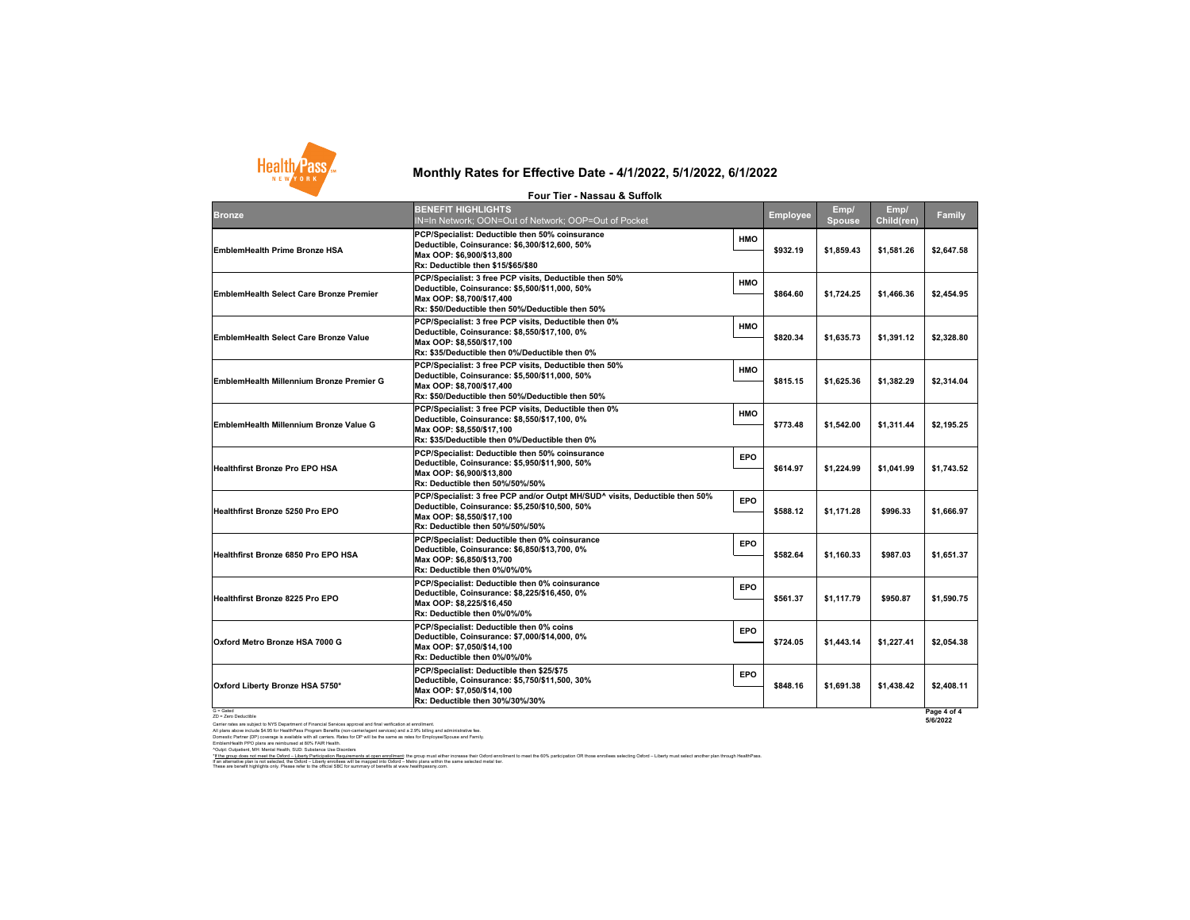# Monthly Rates for Effective Date - 4/1/2022, 5/1/2022, 6/1/2022

**Four Tier - Nassau & Suffolk**

| Bronze | BENEFIT HIGHLIGHTS<br>IN=In Network; OON=Out of Network; OOP=Out of Pocket | | Employee | Emp/ Spouse | Emp/ Child(ren) | Family |
|---|---|---|---|---|---|---|
| EmblemHealth Prime Bronze HSA | PCP/Specialist: Deductible then 50% coinsurance<br>Deductible, Coinsurance: $6,300/$12,600, 50%<br>Max OOP: $6,900/$13,800<br>Rx: Deductible then $15/$65/$80 | HMO | $932.19 | $1,859.43 | $1,581.26 | $2,647.58 |
| EmblemHealth Select Care Bronze Premier | PCP/Specialist: 3 free PCP visits, Deductible then 50%<br>Deductible, Coinsurance: $5,500/$11,000, 50%<br>Max OOP: $8,700/$17,400<br>Rx: $50/Deductible then 50%/Deductible then 50% | HMO | $864.60 | $1,724.25 | $1,466.36 | $2,454.95 |
| EmblemHealth Select Care Bronze Value | PCP/Specialist: 3 free PCP visits, Deductible then 0%<br>Deductible, Coinsurance: $8,550/$17,100, 0%<br>Max OOP: $8,550/$17,100<br>Rx: $35/Deductible then 0%/Deductible then 0% | HMO | $820.34 | $1,635.73 | $1,391.12 | $2,328.80 |
| EmblemHealth Millennium Bronze Premier G | PCP/Specialist: 3 free PCP visits, Deductible then 50%<br>Deductible, Coinsurance: $5,500/$11,000, 50%<br>Max OOP: $8,700/$17,400<br>Rx: $50/Deductible then 50%/Deductible then 50% | HMO | $815.15 | $1,625.36 | $1,382.29 | $2,314.04 |
| EmblemHealth Millennium Bronze Value G | PCP/Specialist: 3 free PCP visits, Deductible then 0%<br>Deductible, Coinsurance: $8,550/$17,100, 0%<br>Max OOP: $8,550/$17,100<br>Rx: $35/Deductible then 0%/Deductible then 0% | HMO | $773.48 | $1,542.00 | $1,311.44 | $2,195.25 |
| Healthfirst Bronze Pro EPO HSA | PCP/Specialist: Deductible then 50% coinsurance<br>Deductible, Coinsurance: $5,950/$11,900, 50%<br>Max OOP: $6,900/$13,800<br>Rx: Deductible then 50%/50%/50% | EPO | $614.97 | $1,224.99 | $1,041.99 | $1,743.52 |
| Healthfirst Bronze 5250 Pro EPO | PCP/Specialist: 3 free PCP and/or Outpt MH/SUD^ visits, Deductible then 50%<br>Deductible, Coinsurance: $5,250/$10,500, 50%<br>Max OOP: $8,550/$17,100<br>Rx: Deductible then 50%/50%/50% | EPO | $588.12 | $1,171.28 | $996.33 | $1,666.97 |
| Healthfirst Bronze 6850 Pro EPO HSA | PCP/Specialist: Deductible then 0% coinsurance<br>Deductible, Coinsurance: $6,850/$13,700, 0%<br>Max OOP: $6,850/$13,700<br>Rx: Deductible then 0%/0%/0% | EPO | $582.64 | $1,160.33 | $987.03 | $1,651.37 |
| Healthfirst Bronze 8225 Pro EPO | PCP/Specialist: Deductible then 0% coinsurance<br>Deductible, Coinsurance: $8,225/$16,450, 0%<br>Max OOP: $8,225/$16,450<br>Rx: Deductible then 0%/0%/0% | EPO | $561.37 | $1,117.79 | $950.87 | $1,590.75 |
| Oxford Metro Bronze HSA 7000 G | PCP/Specialist: Deductible then 0% coins<br>Deductible, Coinsurance: $7,000/$14,000, 0%<br>Max OOP: $7,050/$14,100<br>Rx: Deductible then 0%/0%/0% | EPO | $724.05 | $1,443.14 | $1,227.41 | $2,054.38 |
| Oxford Liberty Bronze HSA 5750* | PCP/Specialist: Deductible then $25/$75<br>Deductible, Coinsurance: $5,750/$11,500, 30%<br>Max OOP: $7,050/$14,100<br>Rx: Deductible then 30%/30%/30% | EPO | $848.16 | $1,691.38 | $1,438.42 | $2,408.11 |

G = Gated
ZD = Zero Deductible

5/6/2022

Carrier rates are subject to NYS Department of Financial Services approval and final verification at enrollment.
All plans above include $4.95 for HealthPass Program Benefits (non-carrier/agent services) and a 2.9% billing and administrative fee.
Domestic Partner (DP) coverage is available with all carriers. Rates for DP will be the same as rates for Employee/Spouse and Family.
EmblemHealth PPO plans are reimbursed at 80% FAIR Health.
^Outpt: Outpatient, MH: Mental Health, SUD: Substance Use Disorders
*If the group does not meet the Oxford – Liberty Participation Requirements at open enrollment: the group must either increase their Oxford enrollment to meet the 60% participation OR those enrollees selecting Oxford – Liberty must select another plan through HealthPass.
If an alternative plan is not selected, the Oxford – Liberty enrollees will be mapped into Oxford – Metro plans within the same selected metal tier.
These are benefit highlights only. Please refer to the official SBC for summary of benefits at www.healthpassny.com.